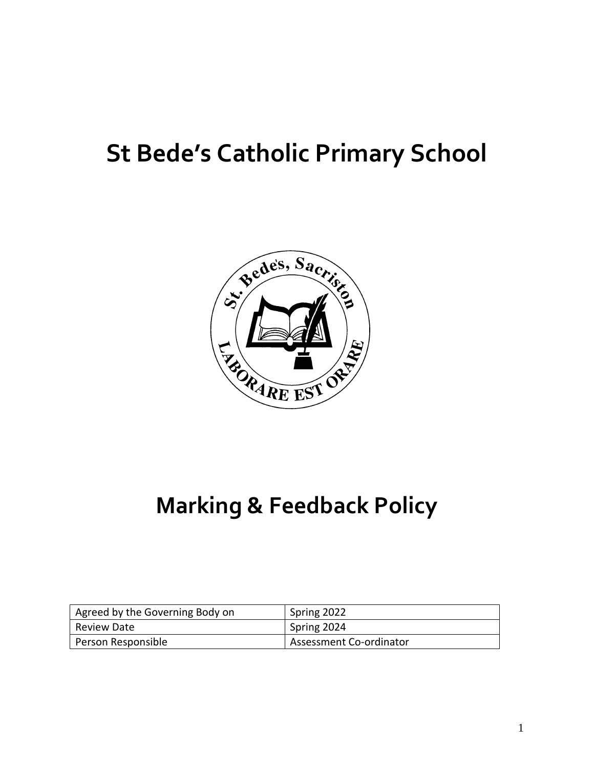# St Bede's Catholic Primary School

# Marking & Feedback Policy

| Agreed by the Governing Body on | Spring 2022 |
|---|---|
| Review Date | Spring 2024 |
| Person Responsible | Assessment Co-ordinator |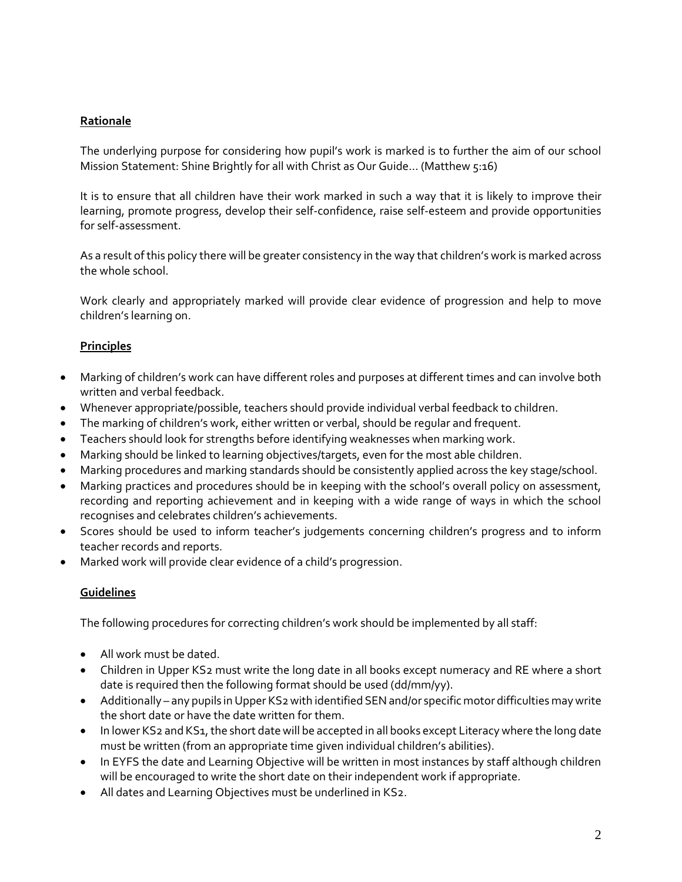## Rationale

The underlying purpose for considering how pupil's work is marked is to further the aim of our school Mission Statement: Shine Brightly for all with Christ as Our Guide... (Matthew 5:16)

It is to ensure that all children have their work marked in such a way that it is likely to improve their learning, promote progress, develop their self-confidence, raise self-esteem and provide opportunities for self-assessment.

As a result of this policy there will be greater consistency in the way that children's work is marked across the whole school.

Work clearly and appropriately marked will provide clear evidence of progression and help to move children's learning on.

## Principles

- Marking of children's work can have different roles and purposes at different times and can involve both written and verbal feedback.
- Whenever appropriate/possible, teachers should provide individual verbal feedback to children.
- The marking of children's work, either written or verbal, should be regular and frequent.
- Teachers should look for strengths before identifying weaknesses when marking work.
- Marking should be linked to learning objectives/targets, even for the most able children.
- Marking procedures and marking standards should be consistently applied across the key stage/school.
- Marking practices and procedures should be in keeping with the school's overall policy on assessment, recording and reporting achievement and in keeping with a wide range of ways in which the school recognises and celebrates children's achievements.
- Scores should be used to inform teacher's judgements concerning children's progress and to inform teacher records and reports.
- Marked work will provide clear evidence of a child's progression.

## Guidelines

The following procedures for correcting children's work should be implemented by all staff:

- All work must be dated.
- Children in Upper KS2 must write the long date in all books except numeracy and RE where a short date is required then the following format should be used (dd/mm/yy).
- Additionally – any pupils in Upper KS2 with identified SEN and/or specific motor difficulties may write the short date or have the date written for them.
- In lower KS2 and KS1, the short date will be accepted in all books except Literacy where the long date must be written (from an appropriate time given individual children's abilities).
- In EYFS the date and Learning Objective will be written in most instances by staff although children will be encouraged to write the short date on their independent work if appropriate.
- All dates and Learning Objectives must be underlined in KS2.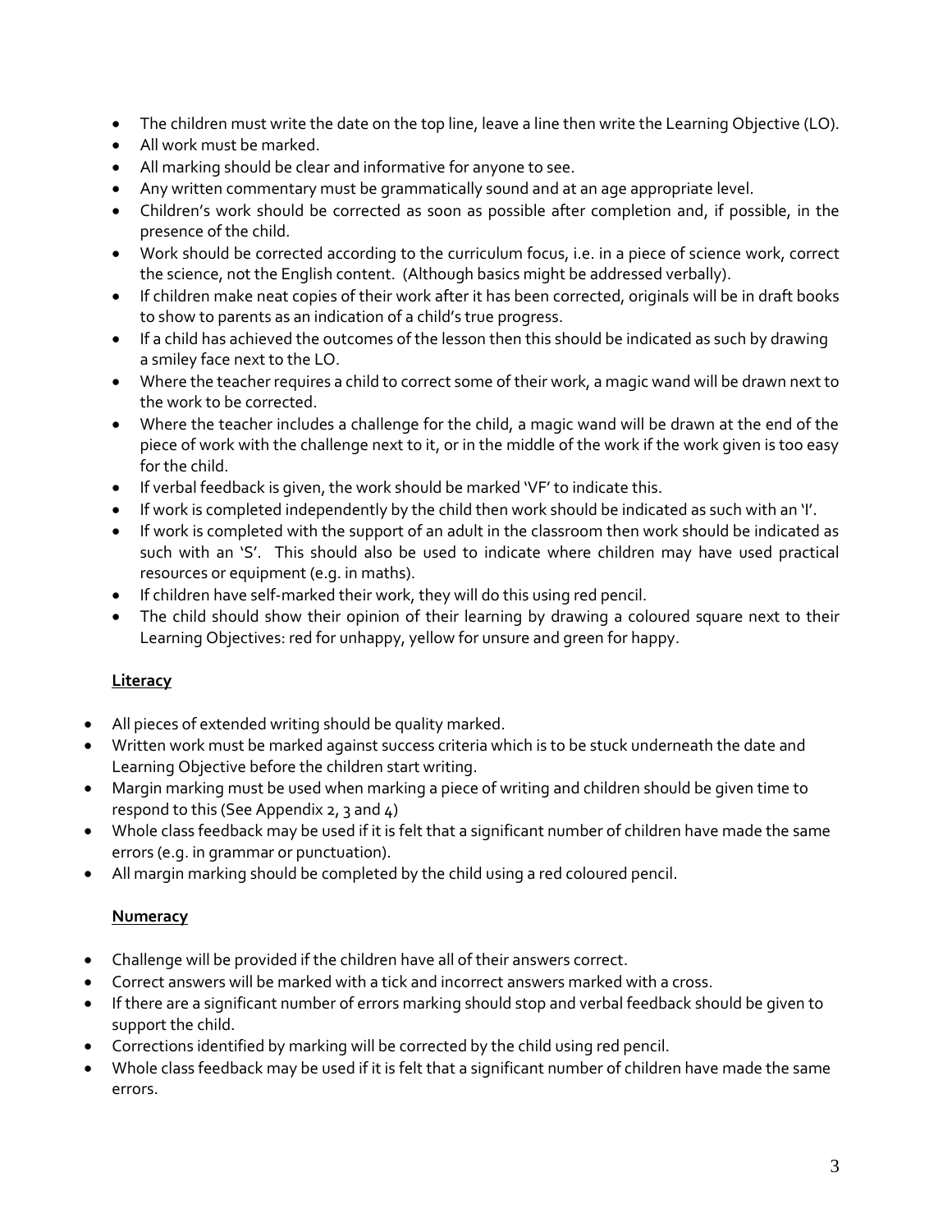- The children must write the date on the top line, leave a line then write the Learning Objective (LO).
- All work must be marked.
- All marking should be clear and informative for anyone to see.
- Any written commentary must be grammatically sound and at an age appropriate level.
- Children's work should be corrected as soon as possible after completion and, if possible, in the presence of the child.
- Work should be corrected according to the curriculum focus, i.e. in a piece of science work, correct the science, not the English content. (Although basics might be addressed verbally).
- If children make neat copies of their work after it has been corrected, originals will be in draft books to show to parents as an indication of a child's true progress.
- If a child has achieved the outcomes of the lesson then this should be indicated as such by drawing a smiley face next to the LO.
- Where the teacher requires a child to correct some of their work, a magic wand will be drawn next to the work to be corrected.
- Where the teacher includes a challenge for the child, a magic wand will be drawn at the end of the piece of work with the challenge next to it, or in the middle of the work if the work given is too easy for the child.
- If verbal feedback is given, the work should be marked 'VF' to indicate this.
- If work is completed independently by the child then work should be indicated as such with an 'I'.
- If work is completed with the support of an adult in the classroom then work should be indicated as such with an 'S'. This should also be used to indicate where children may have used practical resources or equipment (e.g. in maths).
- If children have self-marked their work, they will do this using red pencil.
- The child should show their opinion of their learning by drawing a coloured square next to their Learning Objectives: red for unhappy, yellow for unsure and green for happy.

**Literacy**

- All pieces of extended writing should be quality marked.
- Written work must be marked against success criteria which is to be stuck underneath the date and Learning Objective before the children start writing.
- Margin marking must be used when marking a piece of writing and children should be given time to respond to this (See Appendix 2, 3 and 4)
- Whole class feedback may be used if it is felt that a significant number of children have made the same errors (e.g. in grammar or punctuation).
- All margin marking should be completed by the child using a red coloured pencil.

**Numeracy**

- Challenge will be provided if the children have all of their answers correct.
- Correct answers will be marked with a tick and incorrect answers marked with a cross.
- If there are a significant number of errors marking should stop and verbal feedback should be given to support the child.
- Corrections identified by marking will be corrected by the child using red pencil.
- Whole class feedback may be used if it is felt that a significant number of children have made the same errors.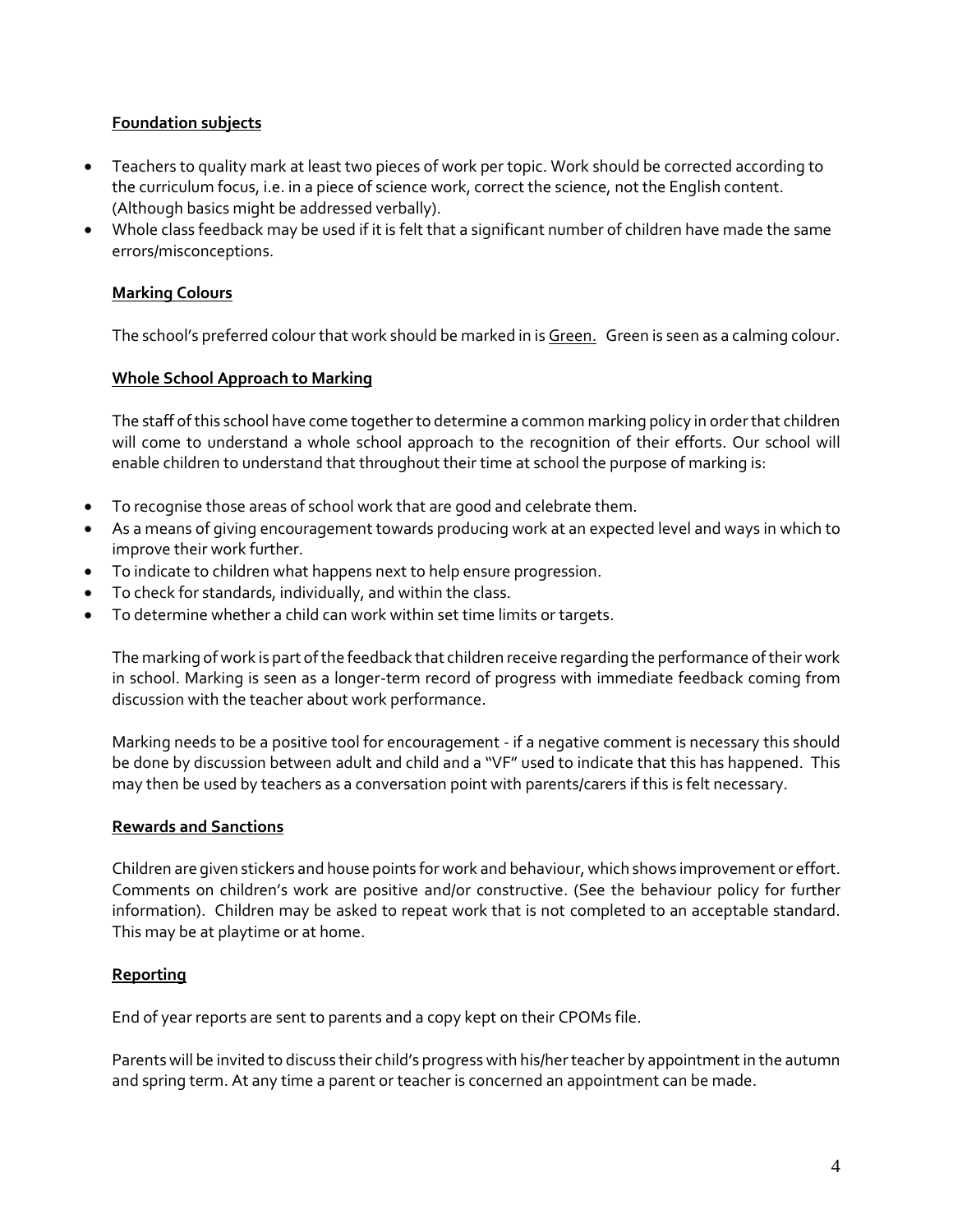**Foundation subjects**

- Teachers to quality mark at least two pieces of work per topic. Work should be corrected according to the curriculum focus, i.e. in a piece of science work, correct the science, not the English content. (Although basics might be addressed verbally).
- Whole class feedback may be used if it is felt that a significant number of children have made the same errors/misconceptions.

**Marking Colours**

The school's preferred colour that work should be marked in is Green. Green is seen as a calming colour.

**Whole School Approach to Marking**

The staff of this school have come together to determine a common marking policy in order that children will come to understand a whole school approach to the recognition of their efforts. Our school will enable children to understand that throughout their time at school the purpose of marking is:

- To recognise those areas of school work that are good and celebrate them.
- As a means of giving encouragement towards producing work at an expected level and ways in which to improve their work further.
- To indicate to children what happens next to help ensure progression.
- To check for standards, individually, and within the class.
- To determine whether a child can work within set time limits or targets.

The marking of work is part of the feedback that children receive regarding the performance of their work in school. Marking is seen as a longer-term record of progress with immediate feedback coming from discussion with the teacher about work performance.

Marking needs to be a positive tool for encouragement - if a negative comment is necessary this should be done by discussion between adult and child and a "VF" used to indicate that this has happened. This may then be used by teachers as a conversation point with parents/carers if this is felt necessary.

**Rewards and Sanctions**

Children are given stickers and house points for work and behaviour, which shows improvement or effort. Comments on children's work are positive and/or constructive. (See the behaviour policy for further information). Children may be asked to repeat work that is not completed to an acceptable standard. This may be at playtime or at home.

**Reporting**

End of year reports are sent to parents and a copy kept on their CPOMs file.

Parents will be invited to discuss their child's progress with his/her teacher by appointment in the autumn and spring term. At any time a parent or teacher is concerned an appointment can be made.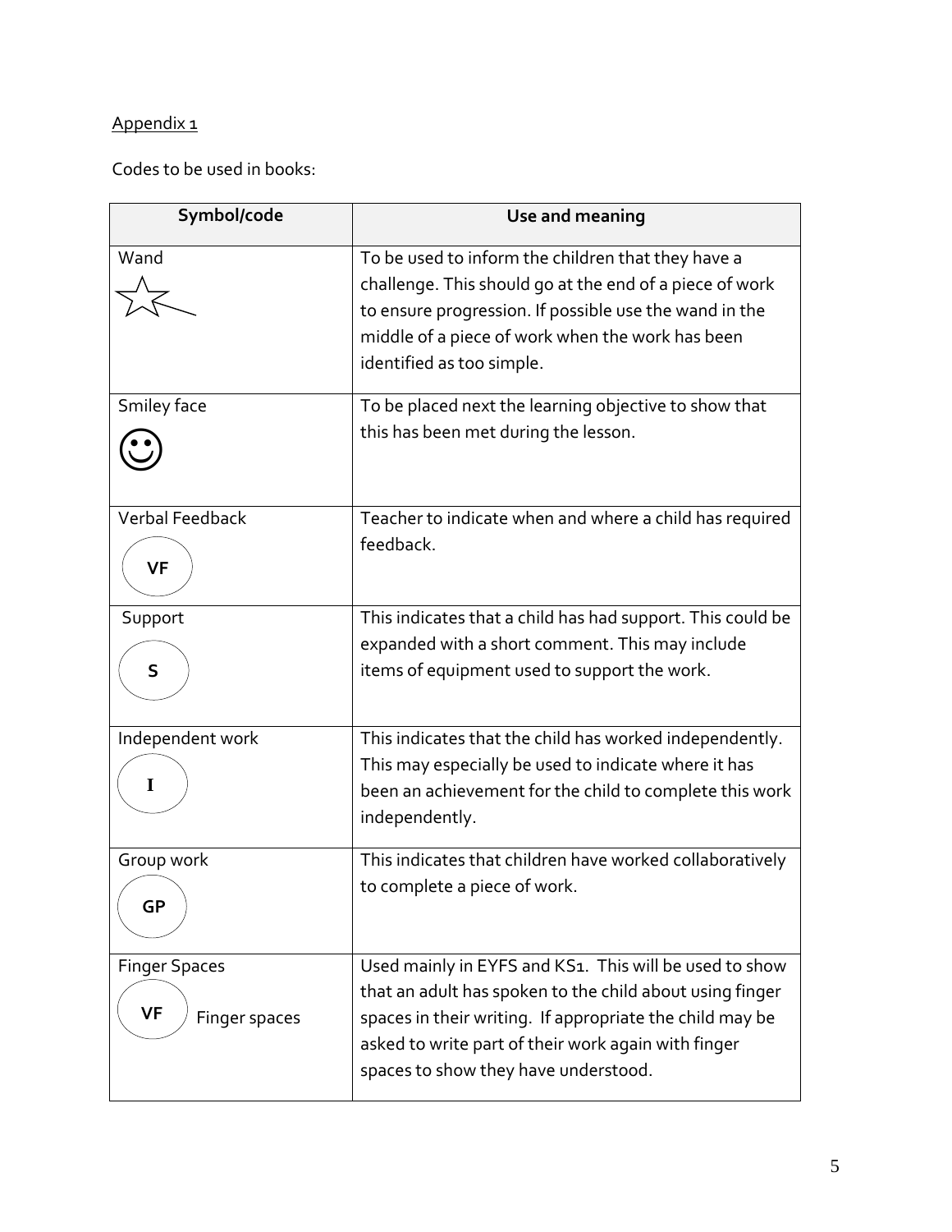Appendix 1

Codes to be used in books:

| Symbol/code | Use and meaning |
|---|---|
| Wand ☆ | To be used to inform the children that they have a challenge. This should go at the end of a piece of work to ensure progression. If possible use the wand in the middle of a piece of work when the work has been identified as too simple. |
| Smiley face ☺ | To be placed next the learning objective to show that this has been met during the lesson. |
| Verbal Feedback (VF) | Teacher to indicate when and where a child has required feedback. |
| Support (S) | This indicates that a child has had support. This could be expanded with a short comment. This may include items of equipment used to support the work. |
| Independent work (I) | This indicates that the child has worked independently. This may especially be used to indicate where it has been an achievement for the child to complete this work independently. |
| Group work (GP) | This indicates that children have worked collaboratively to complete a piece of work. |
| Finger Spaces (VF) Finger spaces | Used mainly in EYFS and KS1. This will be used to show that an adult has spoken to the child about using finger spaces in their writing. If appropriate the child may be asked to write part of their work again with finger spaces to show they have understood. |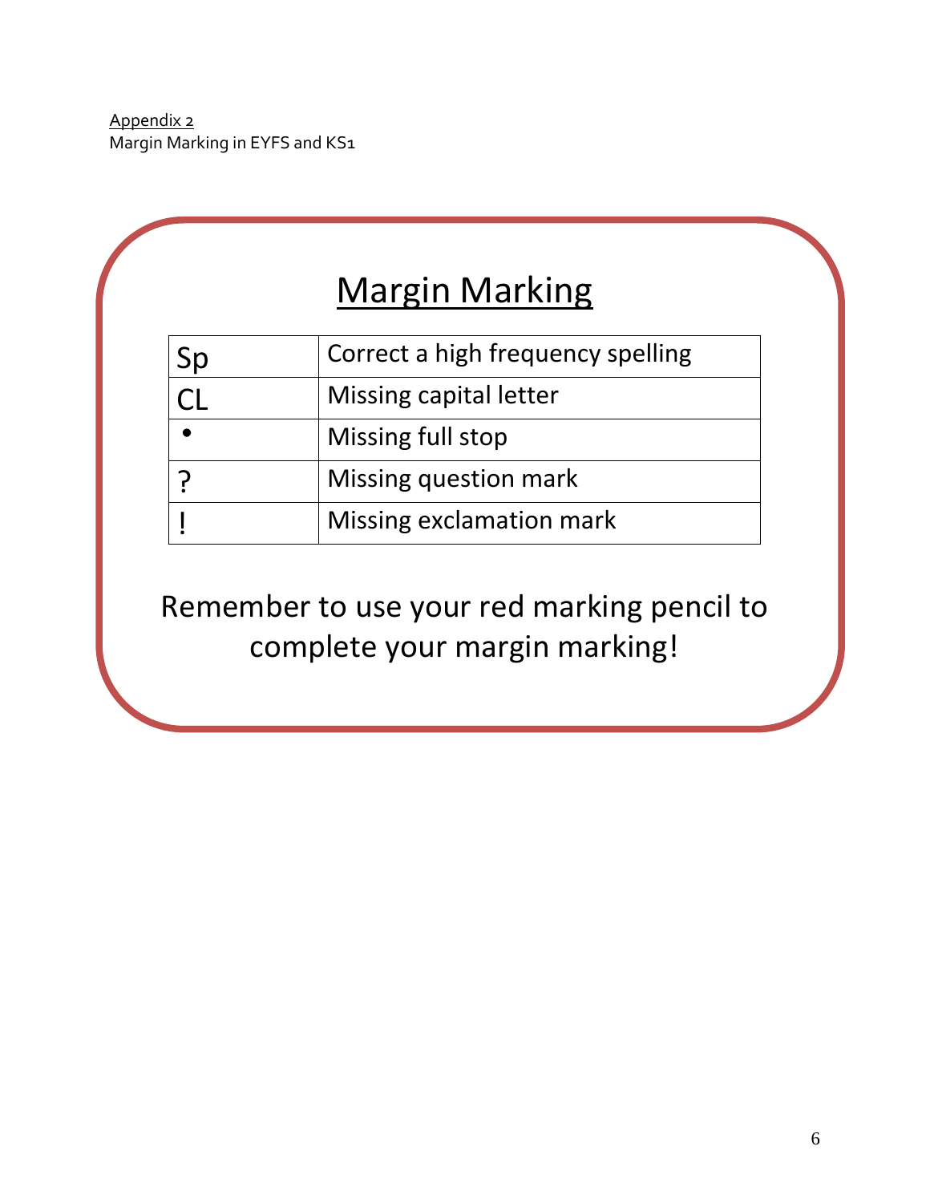Appendix 2
Margin Marking in EYFS and KS1

# Margin Marking

| Sp | Correct a high frequency spelling |
|---|---|
| CL | Missing capital letter |
| • | Missing full stop |
| ? | Missing question mark |
| ! | Missing exclamation mark |

Remember to use your red marking pencil to complete your margin marking!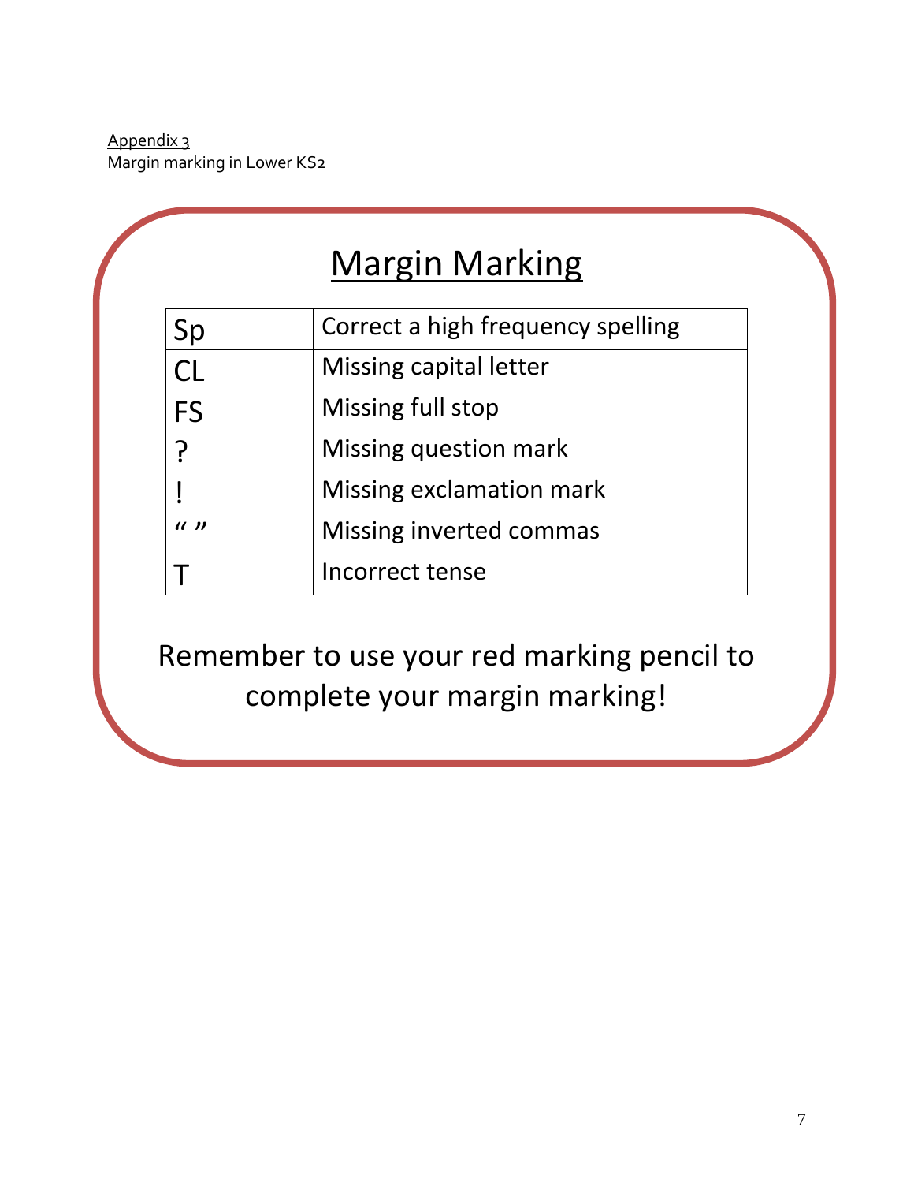<u>Appendix 3</u>
Margin marking in Lower KS2

# Margin Marking

| Sp | Correct a high frequency spelling |
|---|---|
| CL | Missing capital letter |
| FS | Missing full stop |
| ? | Missing question mark |
| ! | Missing exclamation mark |
| " " | Missing inverted commas |
| T | Incorrect tense |

Remember to use your red marking pencil to complete your margin marking!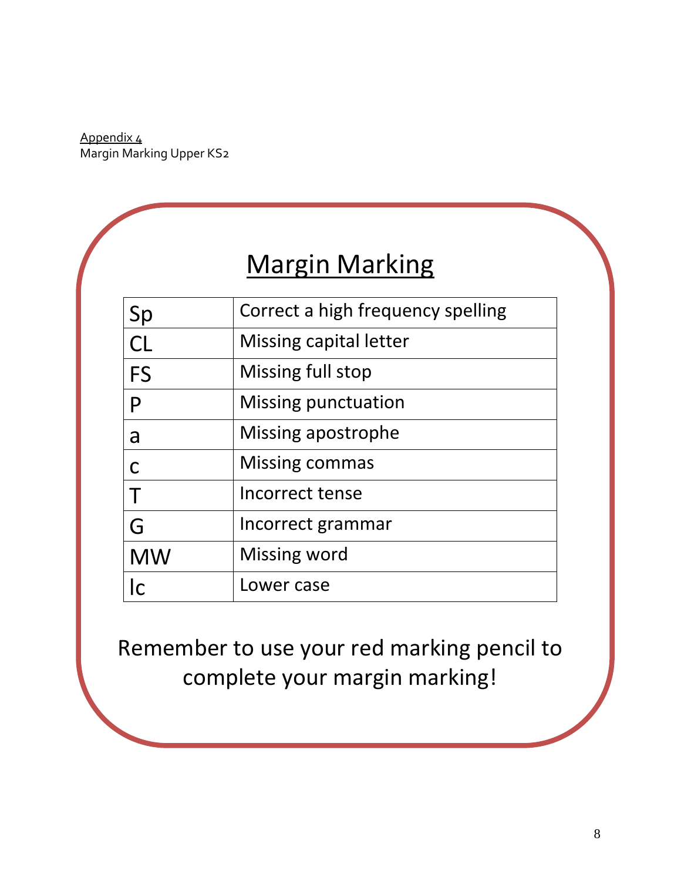Appendix 4

Margin Marking Upper KS2

# Margin Marking

| | |
|---|---|
| Sp | Correct a high frequency spelling |
| CL | Missing capital letter |
| FS | Missing full stop |
| P | Missing punctuation |
| a | Missing apostrophe |
| c | Missing commas |
| T | Incorrect tense |
| G | Incorrect grammar |
| MW | Missing word |
| lc | Lower case |

Remember to use your red marking pencil to complete your margin marking!